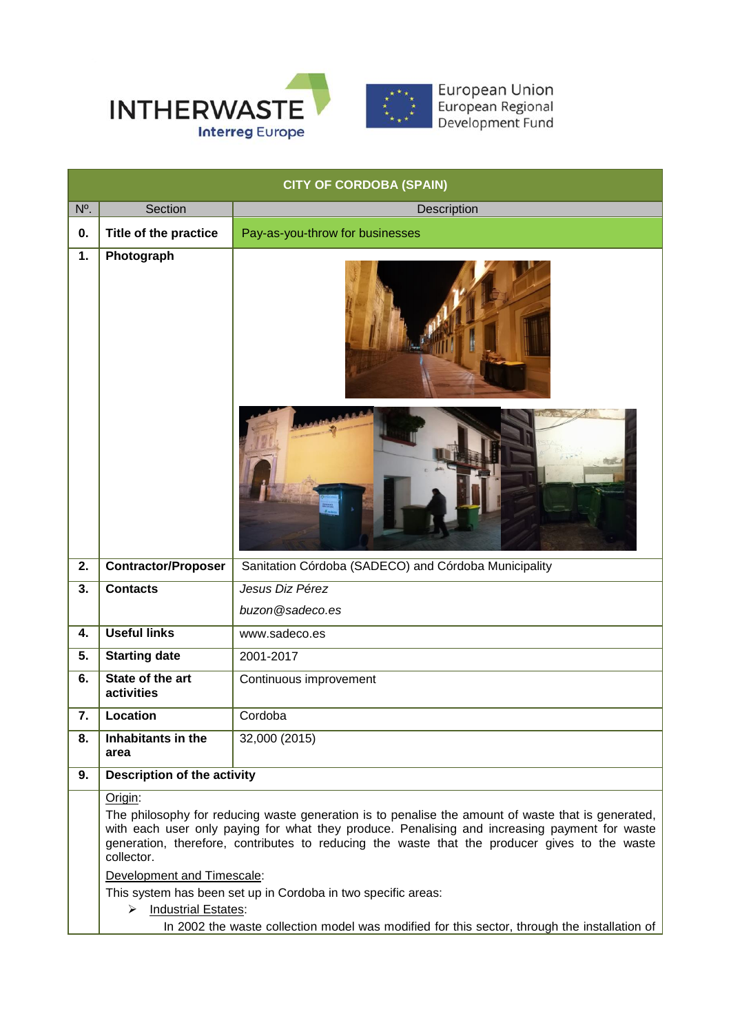| CITY OF CORDOBA (SPAIN) | | |
|---|---|---|
| Nº. | Section | Description |
| **0.** | **Title of the practice** | Pay-as-you-throw for businesses |
| **1.** | **Photograph** | |
| **2.** | **Contractor/Proposer** | Sanitation Córdoba (SADECO) and Córdoba Municipality |
| **3.** | **Contacts** | *Jesus Diz Pérez*<br>*buzon@sadeco.es* |
| **4.** | **Useful links** | www.sadeco.es |
| **5.** | **Starting date** | 2001-2017 |
| **6.** | **State of the art activities** | Continuous improvement |
| **7.** | **Location** | Cordoba |
| **8.** | **Inhabitants in the area** | 32,000 (2015) |
| **9.** | **Description of the activity** | |

Origin:

The philosophy for reducing waste generation is to penalise the amount of waste that is generated, with each user only paying for what they produce. Penalising and increasing payment for waste generation, therefore, contributes to reducing the waste that the producer gives to the waste collector.

Development and Timescale:

This system has been set up in Cordoba in two specific areas:

- Industrial Estates:

  In 2002 the waste collection model was modified for this sector, through the installation of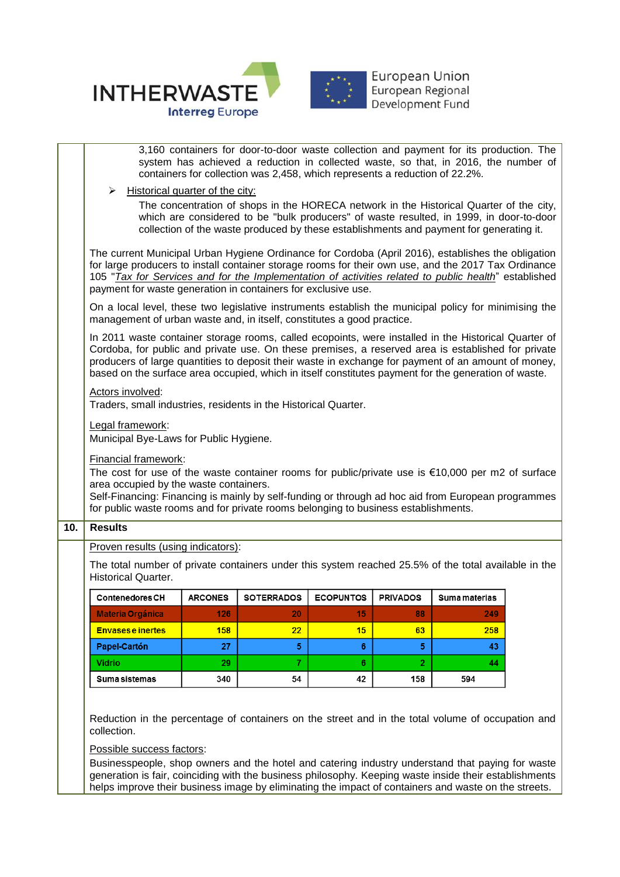3,160 containers for door-to-door waste collection and payment for its production. The system has achieved a reduction in collected waste, so that, in 2016, the number of containers for collection was 2,458, which represents a reduction of 22.2%.

- Historical quarter of the city:

  The concentration of shops in the HORECA network in the Historical Quarter of the city, which are considered to be "bulk producers" of waste resulted, in 1999, in door-to-door collection of the waste produced by these establishments and payment for generating it.

The current Municipal Urban Hygiene Ordinance for Cordoba (April 2016), establishes the obligation for large producers to install container storage rooms for their own use, and the 2017 Tax Ordinance 105 "*Tax for Services and for the Implementation of activities related to public health*" established payment for waste generation in containers for exclusive use.

On a local level, these two legislative instruments establish the municipal policy for minimising the management of urban waste and, in itself, constitutes a good practice.

In 2011 waste container storage rooms, called ecopoints, were installed in the Historical Quarter of Cordoba, for public and private use. On these premises, a reserved area is established for private producers of large quantities to deposit their waste in exchange for payment of an amount of money, based on the surface area occupied, which in itself constitutes payment for the generation of waste.

Actors involved:
Traders, small industries, residents in the Historical Quarter.

Legal framework:
Municipal Bye-Laws for Public Hygiene.

Financial framework:
The cost for use of the waste container rooms for public/private use is €10,000 per m2 of surface area occupied by the waste containers.
Self-Financing: Financing is mainly by self-funding or through ad hoc aid from European programmes for public waste rooms and for private rooms belonging to business establishments.

## 10. Results

Proven results (using indicators):

The total number of private containers under this system reached 25.5% of the total available in the Historical Quarter.

| Contenedores CH | ARCONES | SOTERRADOS | ECOPUNTOS | PRIVADOS | Suma materias |
|---|---|---|---|---|---|
| Materia Orgánica | 126 | 20 | 15 | 88 | 249 |
| Envases e inertes | 158 | 22 | 15 | 63 | 258 |
| Papel-Cartón | 27 | 5 | 6 | 5 | 43 |
| Vidrio | 29 | 7 | 6 | 2 | 44 |
| Suma sistemas | 340 | 54 | 42 | 158 | 594 |

Reduction in the percentage of containers on the street and in the total volume of occupation and collection.

Possible success factors:
Businesspeople, shop owners and the hotel and catering industry understand that paying for waste generation is fair, coinciding with the business philosophy. Keeping waste inside their establishments helps improve their business image by eliminating the impact of containers and waste on the streets.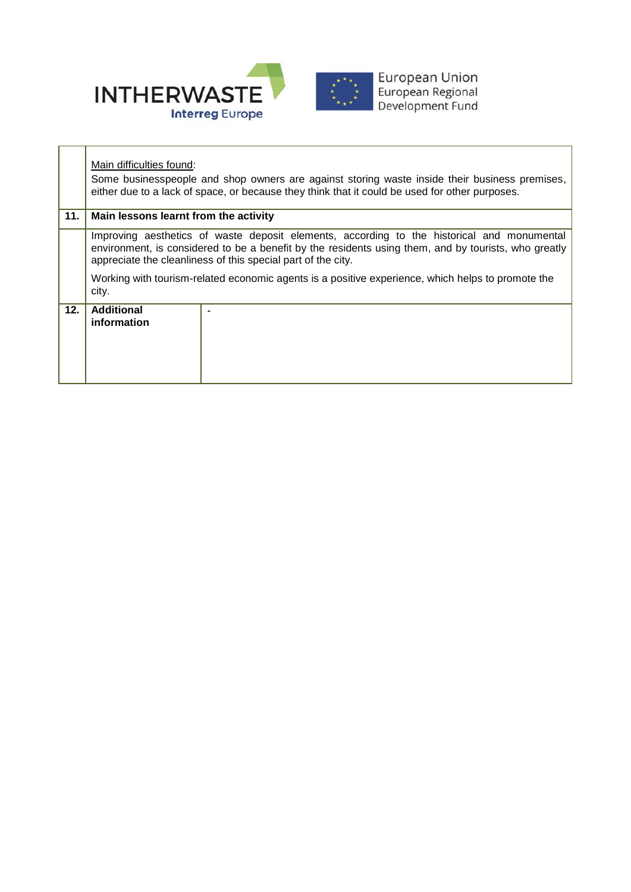| | | |
|---|---|---|
| | Main difficulties found:<br>Some businesspeople and shop owners are against storing waste inside their business premises, either due to a lack of space, or because they think that it could be used for other purposes. | |
| **11.** | **Main lessons learnt from the activity** | |
| | Improving aesthetics of waste deposit elements, according to the historical and monumental environment, is considered to be a benefit by the residents using them, and by tourists, who greatly appreciate the cleanliness of this special part of the city.<br><br>Working with tourism-related economic agents is a positive experience, which helps to promote the city. | |
| **12.** | **Additional information** | - |